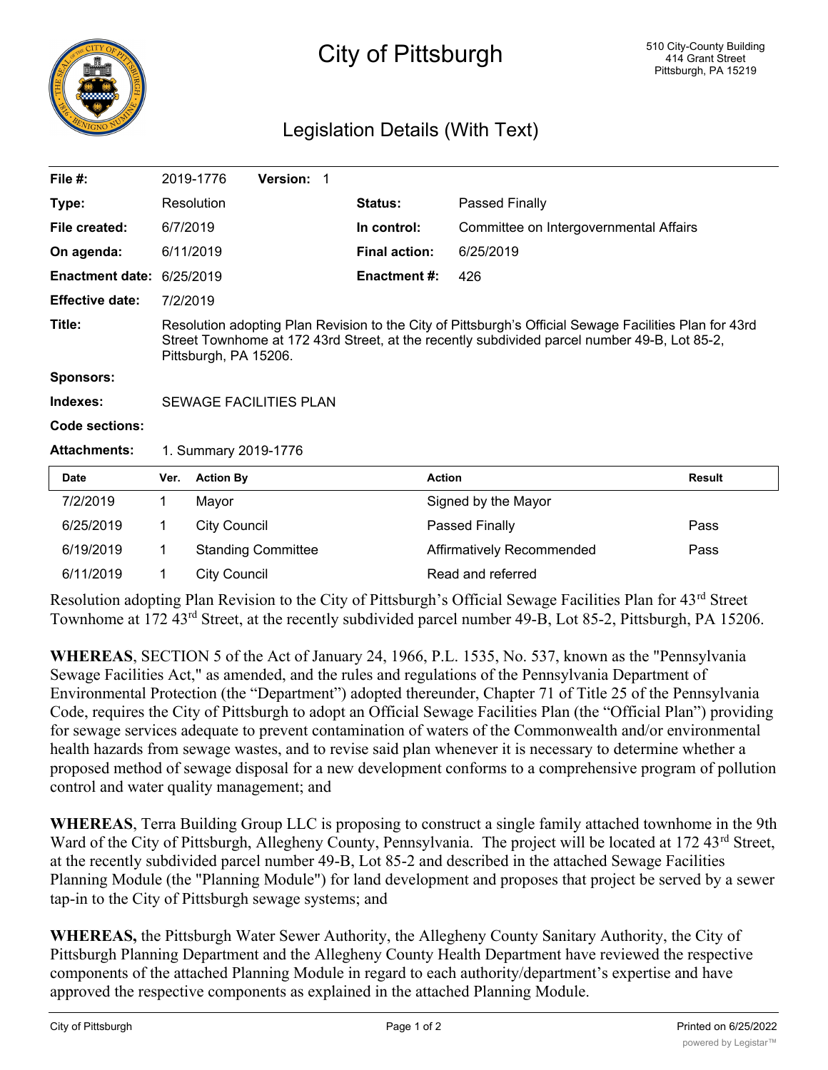# City of Pittsburgh

510 City-County Building
414 Grant Street
Pittsburgh, PA 15219

## Legislation Details (With Text)

| | | | |
|---|---|---|---|
| **File #:** | 2019-1776 **Version:** 1 | | |
| **Type:** | Resolution | **Status:** | Passed Finally |
| **File created:** | 6/7/2019 | **In control:** | Committee on Intergovernmental Affairs |
| **On agenda:** | 6/11/2019 | **Final action:** | 6/25/2019 |
| **Enactment date:** | 6/25/2019 | **Enactment #:** | 426 |
| **Effective date:** | 7/2/2019 | | |

**Title:** Resolution adopting Plan Revision to the City of Pittsburgh's Official Sewage Facilities Plan for 43rd Street Townhome at 172 43rd Street, at the recently subdivided parcel number 49-B, Lot 85-2, Pittsburgh, PA 15206.

**Sponsors:**

**Indexes:** SEWAGE FACILITIES PLAN

**Code sections:**

**Attachments:** 1. Summary 2019-1776

| Date | Ver. | Action By | Action | Result |
|---|---|---|---|---|
| 7/2/2019 | 1 | Mayor | Signed by the Mayor | |
| 6/25/2019 | 1 | City Council | Passed Finally | Pass |
| 6/19/2019 | 1 | Standing Committee | Affirmatively Recommended | Pass |
| 6/11/2019 | 1 | City Council | Read and referred | |

Resolution adopting Plan Revision to the City of Pittsburgh's Official Sewage Facilities Plan for 43rd Street Townhome at 172 43rd Street, at the recently subdivided parcel number 49-B, Lot 85-2, Pittsburgh, PA 15206.

**WHEREAS**, SECTION 5 of the Act of January 24, 1966, P.L. 1535, No. 537, known as the "Pennsylvania Sewage Facilities Act," as amended, and the rules and regulations of the Pennsylvania Department of Environmental Protection (the "Department") adopted thereunder, Chapter 71 of Title 25 of the Pennsylvania Code, requires the City of Pittsburgh to adopt an Official Sewage Facilities Plan (the "Official Plan") providing for sewage services adequate to prevent contamination of waters of the Commonwealth and/or environmental health hazards from sewage wastes, and to revise said plan whenever it is necessary to determine whether a proposed method of sewage disposal for a new development conforms to a comprehensive program of pollution control and water quality management; and

**WHEREAS**, Terra Building Group LLC is proposing to construct a single family attached townhome in the 9th Ward of the City of Pittsburgh, Allegheny County, Pennsylvania. The project will be located at 172 43rd Street, at the recently subdivided parcel number 49-B, Lot 85-2 and described in the attached Sewage Facilities Planning Module (the "Planning Module") for land development and proposes that project be served by a sewer tap-in to the City of Pittsburgh sewage systems; and

**WHEREAS,** the Pittsburgh Water Sewer Authority, the Allegheny County Sanitary Authority, the City of Pittsburgh Planning Department and the Allegheny County Health Department have reviewed the respective components of the attached Planning Module in regard to each authority/department's expertise and have approved the respective components as explained in the attached Planning Module.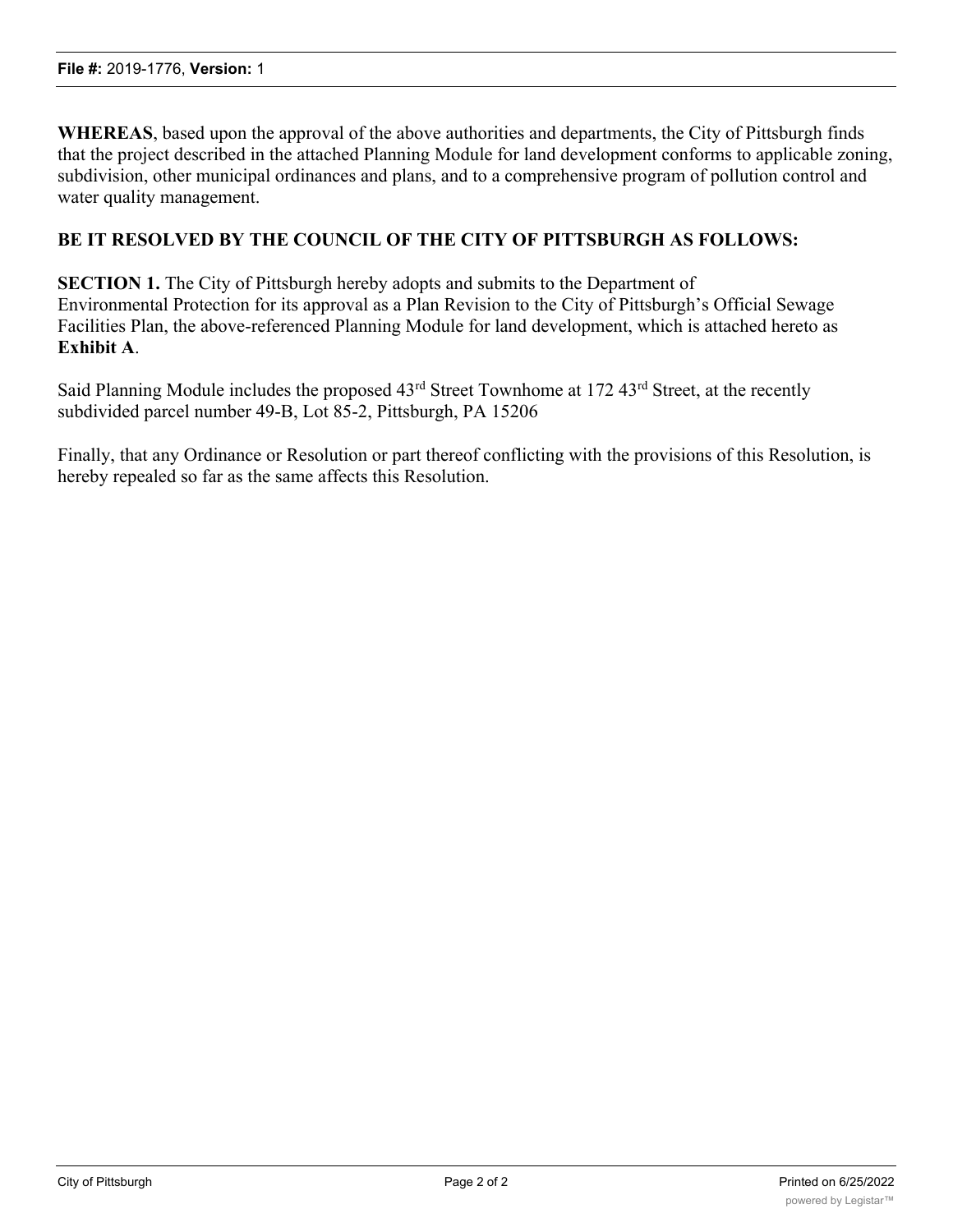**WHEREAS**, based upon the approval of the above authorities and departments, the City of Pittsburgh finds that the project described in the attached Planning Module for land development conforms to applicable zoning, subdivision, other municipal ordinances and plans, and to a comprehensive program of pollution control and water quality management.

**BE IT RESOLVED BY THE COUNCIL OF THE CITY OF PITTSBURGH AS FOLLOWS:**

**SECTION 1.** The City of Pittsburgh hereby adopts and submits to the Department of Environmental Protection for its approval as a Plan Revision to the City of Pittsburgh's Official Sewage Facilities Plan, the above-referenced Planning Module for land development, which is attached hereto as **Exhibit A**.

Said Planning Module includes the proposed 43rd Street Townhome at 172 43rd Street, at the recently subdivided parcel number 49-B, Lot 85-2, Pittsburgh, PA 15206

Finally, that any Ordinance or Resolution or part thereof conflicting with the provisions of this Resolution, is hereby repealed so far as the same affects this Resolution.